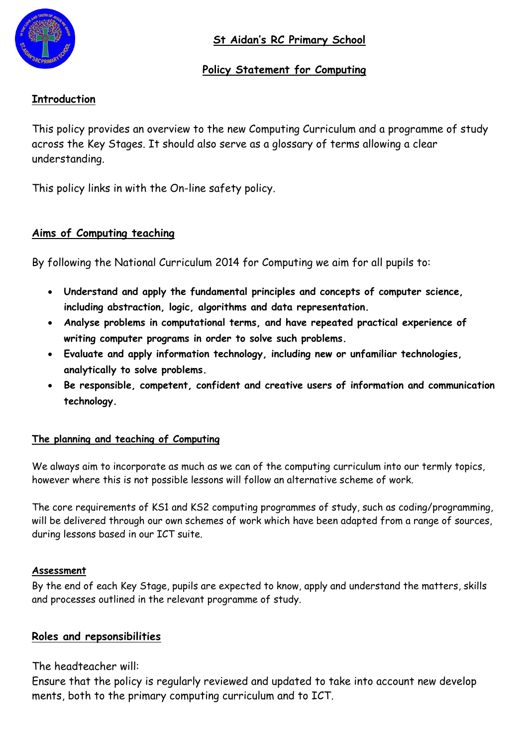# St Aidan's RC Primary School

## Policy Statement for Computing

### Introduction

This policy provides an overview to the new Computing Curriculum and a programme of study across the Key Stages. It should also serve as a glossary of terms allowing a clear understanding.

This policy links in with the On-line safety policy.

### Aims of Computing teaching

By following the National Curriculum 2014 for Computing we aim for all pupils to:

- **Understand and apply the fundamental principles and concepts of computer science, including abstraction, logic, algorithms and data representation.**
- **Analyse problems in computational terms, and have repeated practical experience of writing computer programs in order to solve such problems.**
- **Evaluate and apply information technology, including new or unfamiliar technologies, analytically to solve problems.**
- **Be responsible, competent, confident and creative users of information and communication technology.**

### The planning and teaching of Computing

We always aim to incorporate as much as we can of the computing curriculum into our termly topics, however where this is not possible lessons will follow an alternative scheme of work.

The core requirements of KS1 and KS2 computing programmes of study, such as coding/programming, will be delivered through our own schemes of work which have been adapted from a range of sources, during lessons based in our ICT suite.

### Assessment

By the end of each Key Stage, pupils are expected to know, apply and understand the matters, skills and processes outlined in the relevant programme of study.

### Roles and repsonsibilities

The headteacher will:

Ensure that the policy is regularly reviewed and updated to take into account new develop ments, both to the primary computing curriculum and to ICT.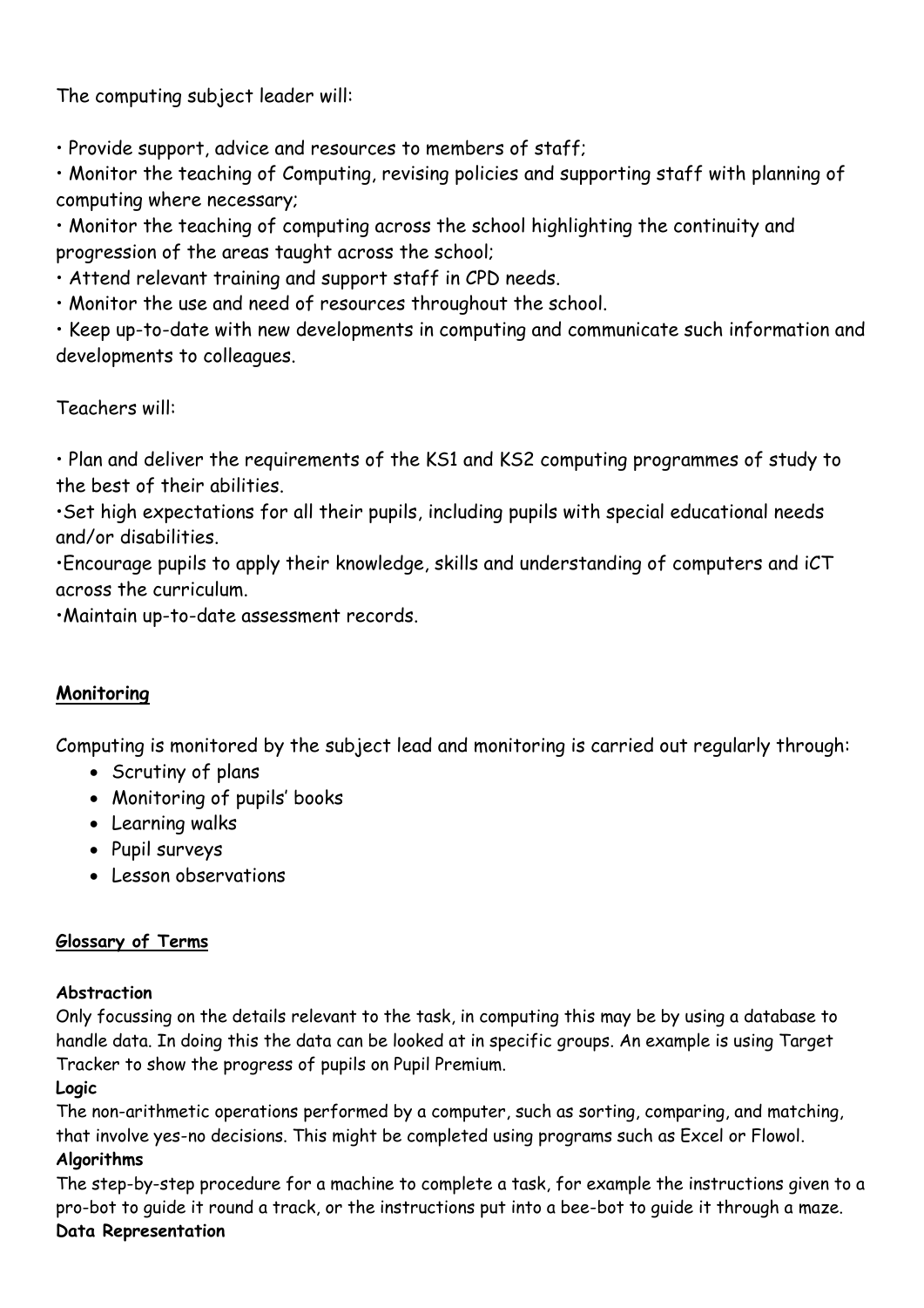The computing subject leader will:

- Provide support, advice and resources to members of staff;
- Monitor the teaching of Computing, revising policies and supporting staff with planning of computing where necessary;
- Monitor the teaching of computing across the school highlighting the continuity and progression of the areas taught across the school;
- Attend relevant training and support staff in CPD needs.
- Monitor the use and need of resources throughout the school.
- Keep up-to-date with new developments in computing and communicate such information and developments to colleagues.

Teachers will:

- Plan and deliver the requirements of the KS1 and KS2 computing programmes of study to the best of their abilities.
- Set high expectations for all their pupils, including pupils with special educational needs and/or disabilities.
- Encourage pupils to apply their knowledge, skills and understanding of computers and iCT across the curriculum.
- Maintain up-to-date assessment records.

## Monitoring

Computing is monitored by the subject lead and monitoring is carried out regularly through:

- Scrutiny of plans
- Monitoring of pupils' books
- Learning walks
- Pupil surveys
- Lesson observations

### Glossary of Terms

**Abstraction**
Only focussing on the details relevant to the task, in computing this may be by using a database to handle data. In doing this the data can be looked at in specific groups. An example is using Target Tracker to show the progress of pupils on Pupil Premium.

**Logic**
The non-arithmetic operations performed by a computer, such as sorting, comparing, and matching, that involve yes-no decisions. This might be completed using programs such as Excel or Flowol.

**Algorithms**
The step-by-step procedure for a machine to complete a task, for example the instructions given to a pro-bot to guide it round a track, or the instructions put into a bee-bot to guide it through a maze.

**Data Representation**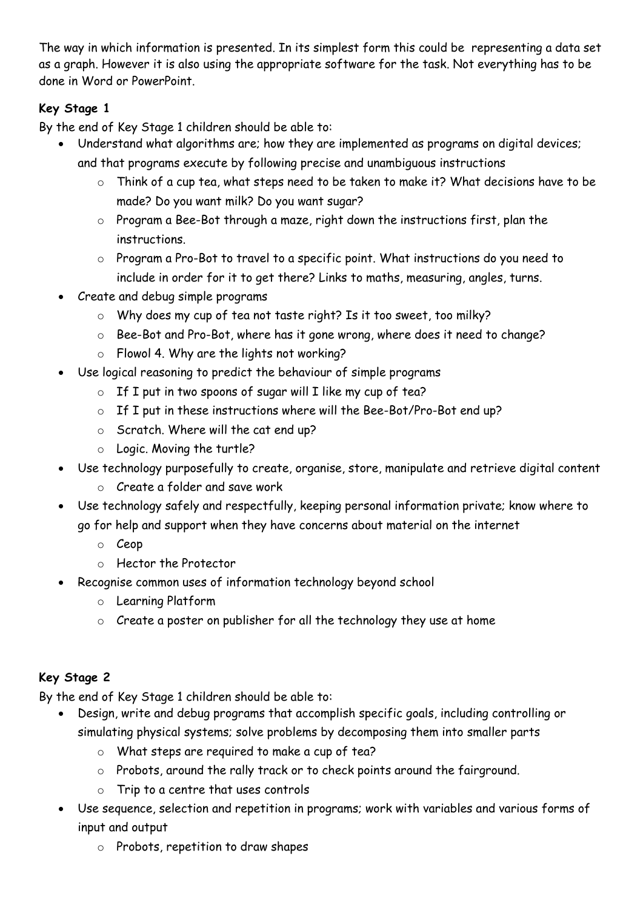The way in which information is presented. In its simplest form this could be representing a data set as a graph. However it is also using the appropriate software for the task. Not everything has to be done in Word or PowerPoint.

**Key Stage 1**

By the end of Key Stage 1 children should be able to:

- Understand what algorithms are; how they are implemented as programs on digital devices; and that programs execute by following precise and unambiguous instructions
  - Think of a cup tea, what steps need to be taken to make it? What decisions have to be made? Do you want milk? Do you want sugar?
  - Program a Bee-Bot through a maze, right down the instructions first, plan the instructions.
  - Program a Pro-Bot to travel to a specific point. What instructions do you need to include in order for it to get there? Links to maths, measuring, angles, turns.
- Create and debug simple programs
  - Why does my cup of tea not taste right? Is it too sweet, too milky?
  - Bee-Bot and Pro-Bot, where has it gone wrong, where does it need to change?
  - Flowol 4. Why are the lights not working?
- Use logical reasoning to predict the behaviour of simple programs
  - If I put in two spoons of sugar will I like my cup of tea?
  - If I put in these instructions where will the Bee-Bot/Pro-Bot end up?
  - Scratch. Where will the cat end up?
  - Logic. Moving the turtle?
- Use technology purposefully to create, organise, store, manipulate and retrieve digital content
  - Create a folder and save work
- Use technology safely and respectfully, keeping personal information private; know where to go for help and support when they have concerns about material on the internet
  - Ceop
  - Hector the Protector
- Recognise common uses of information technology beyond school
  - Learning Platform
  - Create a poster on publisher for all the technology they use at home

**Key Stage 2**

By the end of Key Stage 1 children should be able to:

- Design, write and debug programs that accomplish specific goals, including controlling or simulating physical systems; solve problems by decomposing them into smaller parts
  - What steps are required to make a cup of tea?
  - Probots, around the rally track or to check points around the fairground.
  - Trip to a centre that uses controls
- Use sequence, selection and repetition in programs; work with variables and various forms of input and output
  - Probots, repetition to draw shapes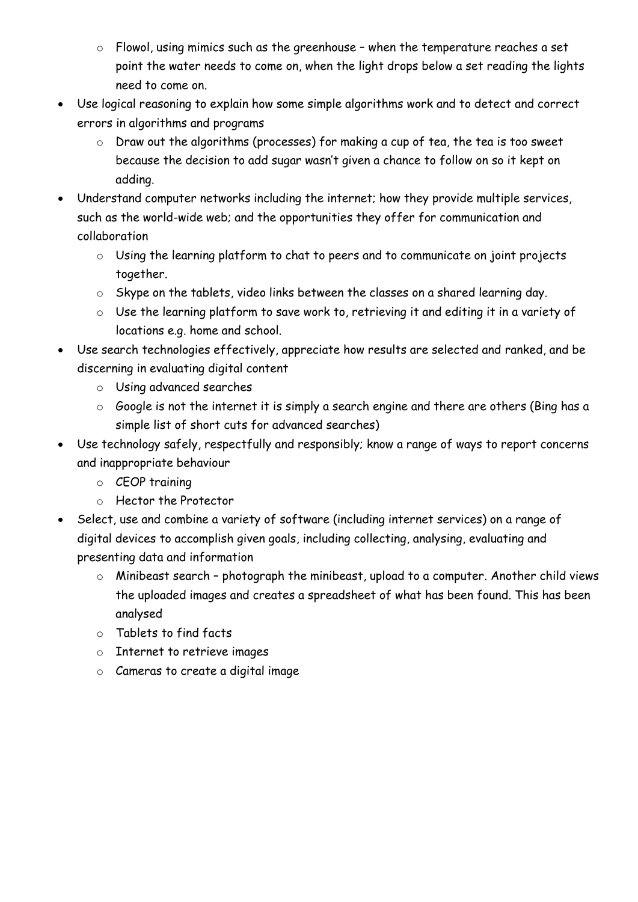- Flowol, using mimics such as the greenhouse – when the temperature reaches a set point the water needs to come on, when the light drops below a set reading the lights need to come on.
- Use logical reasoning to explain how some simple algorithms work and to detect and correct errors in algorithms and programs
  - Draw out the algorithms (processes) for making a cup of tea, the tea is too sweet because the decision to add sugar wasn't given a chance to follow on so it kept on adding.
- Understand computer networks including the internet; how they provide multiple services, such as the world-wide web; and the opportunities they offer for communication and collaboration
  - Using the learning platform to chat to peers and to communicate on joint projects together.
  - Skype on the tablets, video links between the classes on a shared learning day.
  - Use the learning platform to save work to, retrieving it and editing it in a variety of locations e.g. home and school.
- Use search technologies effectively, appreciate how results are selected and ranked, and be discerning in evaluating digital content
  - Using advanced searches
  - Google is not the internet it is simply a search engine and there are others (Bing has a simple list of short cuts for advanced searches)
- Use technology safely, respectfully and responsibly; know a range of ways to report concerns and inappropriate behaviour
  - CEOP training
  - Hector the Protector
- Select, use and combine a variety of software (including internet services) on a range of digital devices to accomplish given goals, including collecting, analysing, evaluating and presenting data and information
  - Minibeast search – photograph the minibeast, upload to a computer. Another child views the uploaded images and creates a spreadsheet of what has been found. This has been analysed
  - Tablets to find facts
  - Internet to retrieve images
  - Cameras to create a digital image